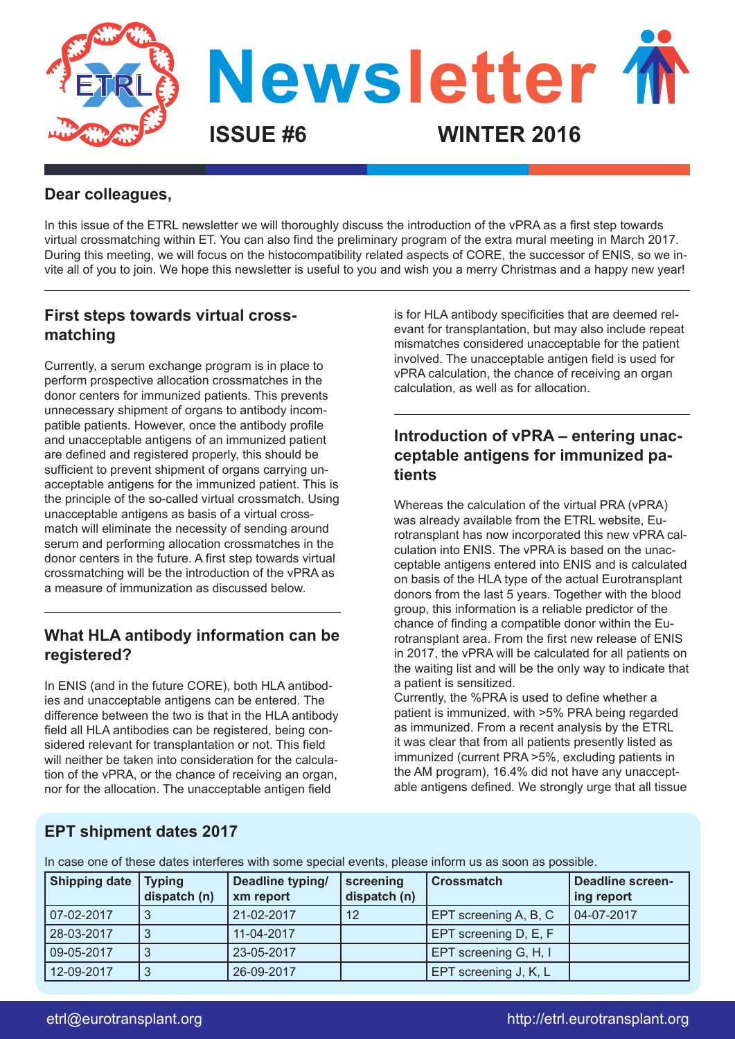# Newsletter

**ISSUE #6** **WINTER 2016**

## Dear colleagues,

In this issue of the ETRL newsletter we will thoroughly discuss the introduction of the vPRA as a first step towards virtual crossmatching within ET. You can also find the preliminary program of the extra mural meeting in March 2017. During this meeting, we will focus on the histocompatibility related aspects of CORE, the successor of ENIS, so we invite all of you to join. We hope this newsletter is useful to you and wish you a merry Christmas and a happy new year!

## First steps towards virtual crossmatching

Currently, a serum exchange program is in place to perform prospective allocation crossmatches in the donor centers for immunized patients. This prevents unnecessary shipment of organs to antibody incompatible patients. However, once the antibody profile and unacceptable antigens of an immunized patient are defined and registered properly, this should be sufficient to prevent shipment of organs carrying unacceptable antigens for the immunized patient. This is the principle of the so-called virtual crossmatch. Using unacceptable antigens as basis of a virtual crossmatch will eliminate the necessity of sending around serum and performing allocation crossmatches in the donor centers in the future. A first step towards virtual crossmatching will be the introduction of the vPRA as a measure of immunization as discussed below.

## What HLA antibody information can be registered?

In ENIS (and in the future CORE), both HLA antibodies and unacceptable antigens can be entered. The difference between the two is that in the HLA antibody field all HLA antibodies can be registered, being considered relevant for transplantation or not. This field will neither be taken into consideration for the calculation of the vPRA, or the chance of receiving an organ, nor for the allocation. The unacceptable antigen field is for HLA antibody specificities that are deemed relevant for transplantation, but may also include repeat mismatches considered unacceptable for the patient involved. The unacceptable antigen field is used for vPRA calculation, the chance of receiving an organ calculation, as well as for allocation.

## Introduction of vPRA – entering unacceptable antigens for immunized patients

Whereas the calculation of the virtual PRA (vPRA) was already available from the ETRL website, Eurotransplant has now incorporated this new vPRA calculation into ENIS. The vPRA is based on the unacceptable antigens entered into ENIS and is calculated on basis of the HLA type of the actual Eurotransplant donors from the last 5 years. Together with the blood group, this information is a reliable predictor of the chance of finding a compatible donor within the Eurotransplant area. From the first new release of ENIS in 2017, the vPRA will be calculated for all patients on the waiting list and will be the only way to indicate that a patient is sensitized.

Currently, the %PRA is used to define whether a patient is immunized, with >5% PRA being regarded as immunized. From a recent analysis by the ETRL it was clear that from all patients presently listed as immunized (current PRA >5%, excluding patients in the AM program), 16.4% did not have any unacceptable antigens defined. We strongly urge that all tissue

## EPT shipment dates 2017

In case one of these dates interferes with some special events, please inform us as soon as possible.

| Shipping date | Typing dispatch (n) | Deadline typing/ xm report | screening dispatch (n) | Crossmatch | Deadline screening report |
|---|---|---|---|---|---|
| 07-02-2017 | 3 | 21-02-2017 | 12 | EPT screening A, B, C | 04-07-2017 |
| 28-03-2017 | 3 | 11-04-2017 | | EPT screening D, E, F | |
| 09-05-2017 | 3 | 23-05-2017 | | EPT screening G, H, I | |
| 12-09-2017 | 3 | 26-09-2017 | | EPT screening J, K, L | |

etrl@eurotransplant.org http://etrl.eurotransplant.org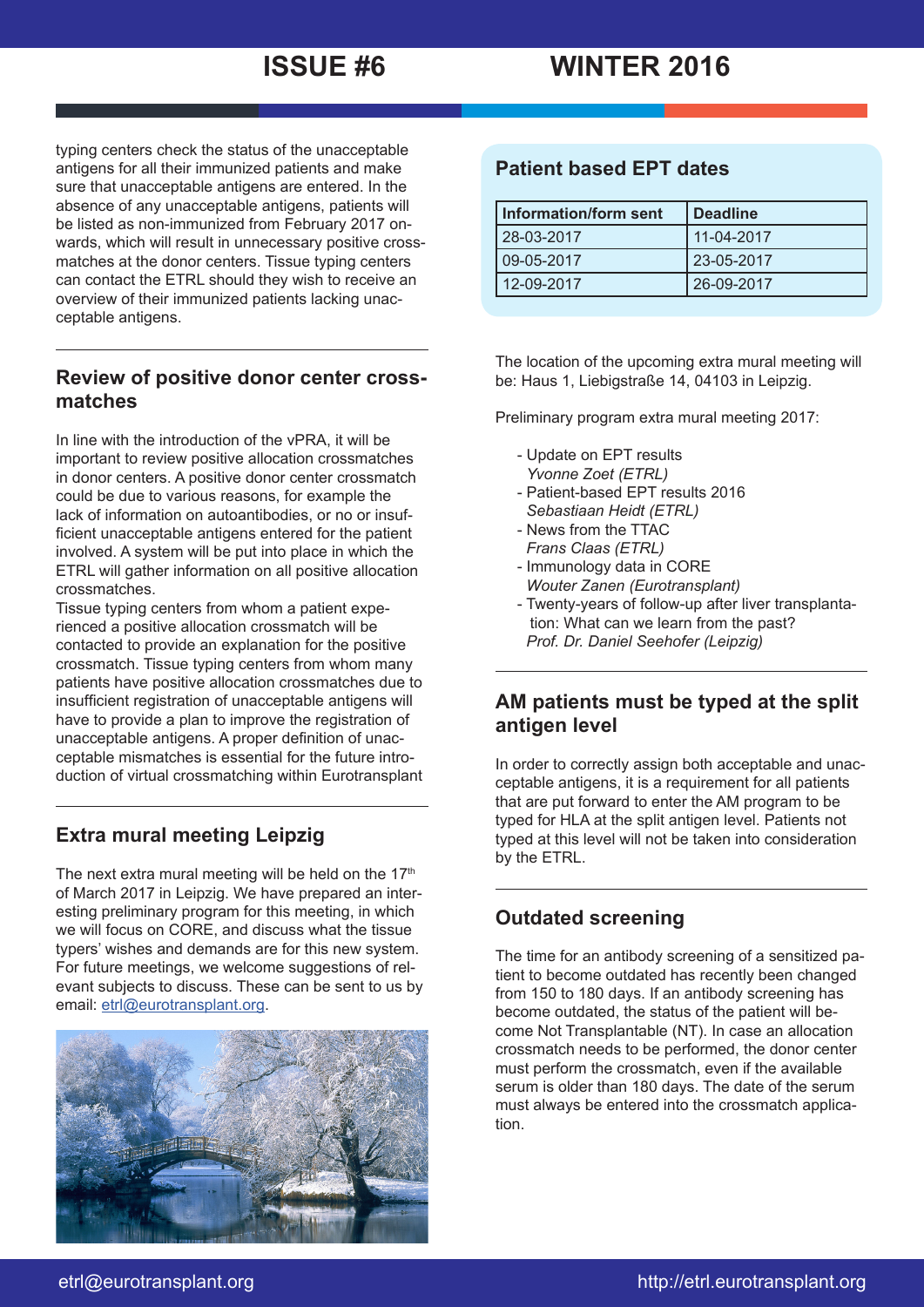typing centers check the status of the unacceptable antigens for all their immunized patients and make sure that unacceptable antigens are entered. In the absence of any unacceptable antigens, patients will be listed as non-immunized from February 2017 onwards, which will result in unnecessary positive crossmatches at the donor centers. Tissue typing centers can contact the ETRL should they wish to receive an overview of their immunized patients lacking unacceptable antigens.

## Review of positive donor center crossmatches

In line with the introduction of the vPRA, it will be important to review positive allocation crossmatches in donor centers. A positive donor center crossmatch could be due to various reasons, for example the lack of information on autoantibodies, or no or insufficient unacceptable antigens entered for the patient involved. A system will be put into place in which the ETRL will gather information on all positive allocation crossmatches.

Tissue typing centers from whom a patient experienced a positive allocation crossmatch will be contacted to provide an explanation for the positive crossmatch. Tissue typing centers from whom many patients have positive allocation crossmatches due to insufficient registration of unacceptable antigens will have to provide a plan to improve the registration of unacceptable antigens. A proper definition of unacceptable mismatches is essential for the future introduction of virtual crossmatching within Eurotransplant

## Extra mural meeting Leipzig

The next extra mural meeting will be held on the 17th of March 2017 in Leipzig. We have prepared an interesting preliminary program for this meeting, in which we will focus on CORE, and discuss what the tissue typers' wishes and demands are for this new system. For future meetings, we welcome suggestions of relevant subjects to discuss. These can be sent to us by email: etrl@eurotransplant.org.

## Patient based EPT dates

| Information/form sent | Deadline |
|---|---|
| 28-03-2017 | 11-04-2017 |
| 09-05-2017 | 23-05-2017 |
| 12-09-2017 | 26-09-2017 |

The location of the upcoming extra mural meeting will be: Haus 1, Liebigstraße 14, 04103 in Leipzig.

Preliminary program extra mural meeting 2017:

- Update on EPT results
  *Yvonne Zoet (ETRL)*
- Patient-based EPT results 2016
  *Sebastiaan Heidt (ETRL)*
- News from the TTAC
  *Frans Claas (ETRL)*
- Immunology data in CORE
  *Wouter Zanen (Eurotransplant)*
- Twenty-years of follow-up after liver transplantation: What can we learn from the past?
  *Prof. Dr. Daniel Seehofer (Leipzig)*

## AM patients must be typed at the split antigen level

In order to correctly assign both acceptable and unacceptable antigens, it is a requirement for all patients that are put forward to enter the AM program to be typed for HLA at the split antigen level. Patients not typed at this level will not be taken into consideration by the ETRL.

## Outdated screening

The time for an antibody screening of a sensitized patient to become outdated has recently been changed from 150 to 180 days. If an antibody screening has become outdated, the status of the patient will become Not Transplantable (NT). In case an allocation crossmatch needs to be performed, the donor center must perform the crossmatch, even if the available serum is older than 180 days. The date of the serum must always be entered into the crossmatch application.